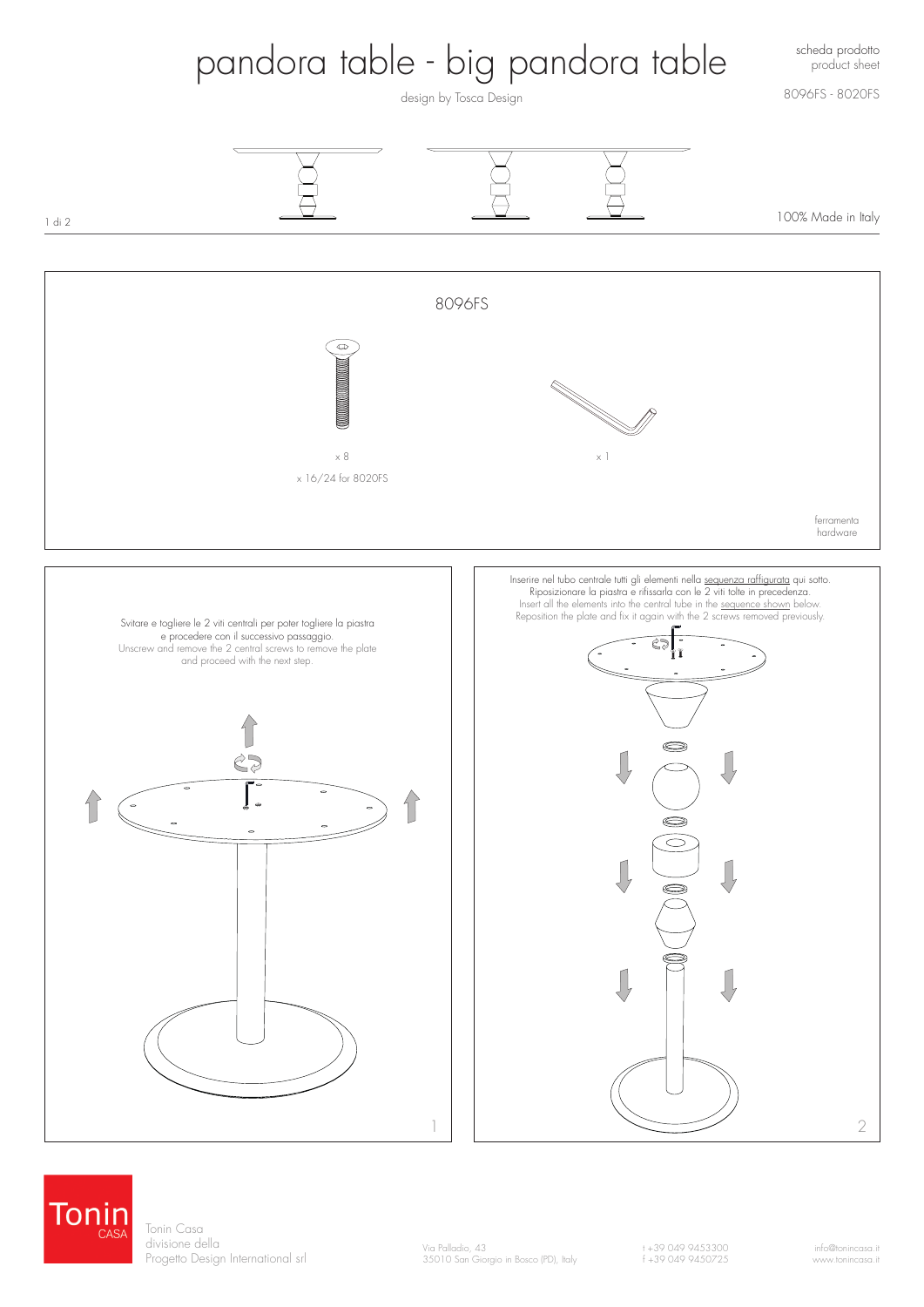# pandora table - big pandora table

design by Tosca Design

scheda prodotto
product sheet

8096FS - 8020FS

100% Made in Italy

## 8096FS

x 8

x 16/24 for 8020FS

x 1

ferramenta
hardware

Svitare e togliere le 2 viti centrali per poter togliere la piastra e procedere con il successivo passaggio.
Unscrew and remove the 2 central screws to remove the plate and proceed with the next step.

1

Inserire nel tubo centrale tutti gli elementi nella sequenza raffigurata qui sotto. Riposizionare la piastra e rifissarla con le 2 viti tolte in precedenza.
Insert all the elements into the central tube in the sequence shown below. Reposition the plate and fix it again with the 2 screws removed previously.

2

Tonin CASA

Tonin Casa
divisione della
Progetto Design International srl

Via Palladio, 43
35010 San Giorgio in Bosco (PD), Italy

t +39 049 9453300
f +39 049 9450725

info@tonincasa.it
www.tonincasa.it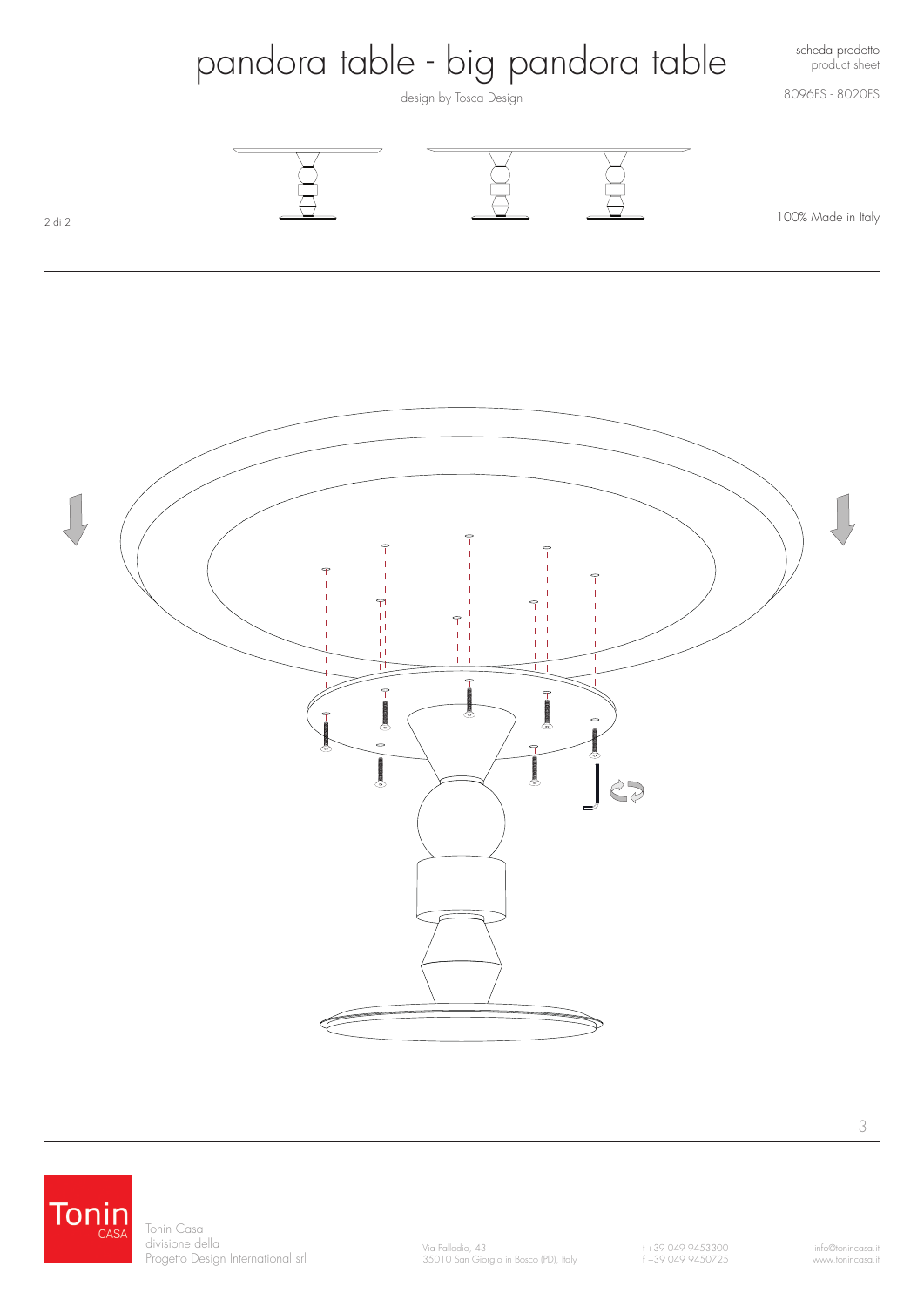# pandora table - big pandora table

design by Tosca Design

scheda prodotto
product sheet

8096FS - 8020FS

100% Made in Italy

3

Tonin CASA

Tonin Casa
divisione della
Progetto Design International srl

Via Palladio, 43
35010 San Giorgio in Bosco (PD), Italy

t +39 049 9453300
f +39 049 9450725

info@tonincasa.it
www.tonincasa.it